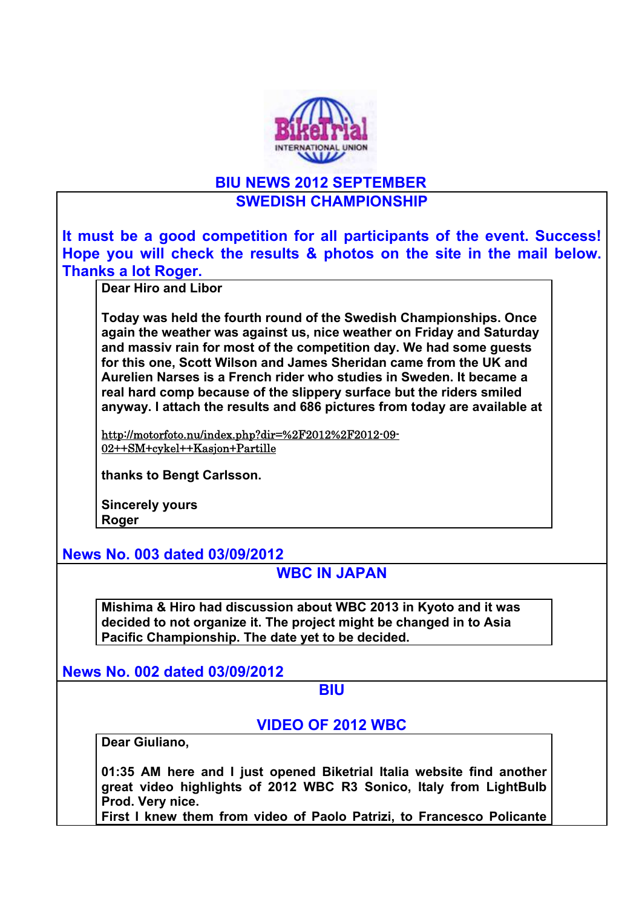# BIU NEWS 2012 SEPTEMBER

## SWEDISH CHAMPIONSHIP

**It must be a good competition for all participants of the event. Success! Hope you will check the results & photos on the site in the mail below. Thanks a lot Roger.**

**Dear Hiro and Libor**

**Today was held the fourth round of the Swedish Championships. Once again the weather was against us, nice weather on Friday and Saturday and massiv rain for most of the competition day. We had some guests for this one, Scott Wilson and James Sheridan came from the UK and Aurelien Narses is a French rider who studies in Sweden. It became a real hard comp because of the slippery surface but the riders smiled anyway. I attach the results and 686 pictures from today are available at**

http://motorfoto.nu/index.php?dir=%2F2012%2F2012-09-02++SM+cykel++Kasjon+Partille

**thanks to Bengt Carlsson.**

**Sincerely yours**
**Roger**

**News No. 003 dated 03/09/2012**

## WBC IN JAPAN

**Mishima & Hiro had discussion about WBC 2013 in Kyoto and it was decided to not organize it. The project might be changed in to Asia Pacific Championship. The date yet to be decided.**

**News No. 002 dated 03/09/2012**

## BIU

## VIDEO OF 2012 WBC

**Dear Giuliano,**

**01:35 AM here and I just opened Biketrial Italia website find another great video highlights of 2012 WBC R3 Sonico, Italy from LightBulb Prod. Very nice.**
**First I knew them from video of Paolo Patrizi, to Francesco Policante**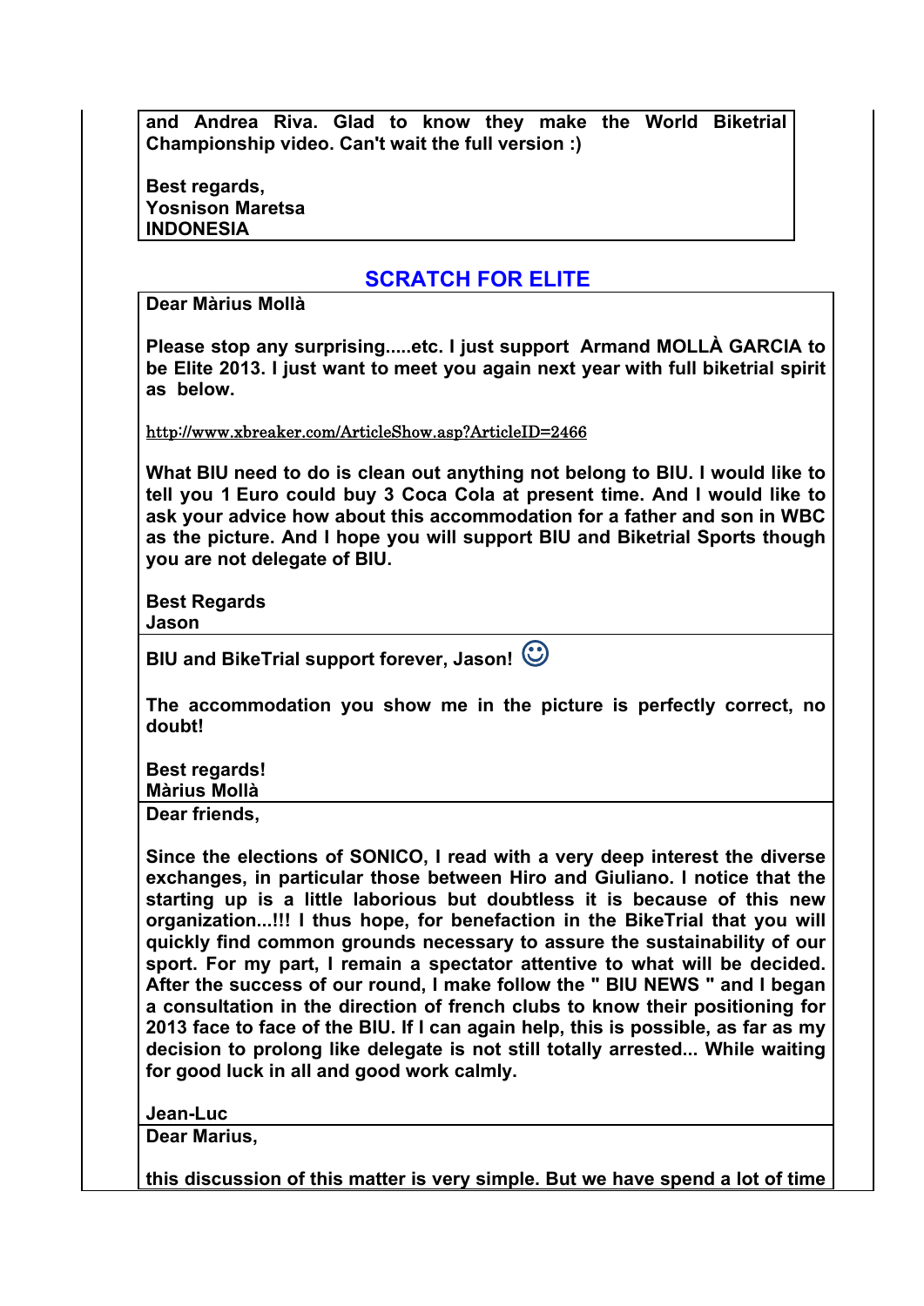**and Andrea Riva. Glad to know they make the World Biketrial Championship video. Can't wait the full version :)**

**Best regards,**
**Yosnison Maretsa**
**INDONESIA**

## SCRATCH FOR ELITE

**Dear Màrius Mollà**

**Please stop any surprising.....etc. I just support Armand MOLLÀ GARCIA to be Elite 2013. I just want to meet you again next year with full biketrial spirit as below.**

http://www.xbreaker.com/ArticleShow.asp?ArticleID=2466

**What BIU need to do is clean out anything not belong to BIU. I would like to tell you 1 Euro could buy 3 Coca Cola at present time. And I would like to ask your advice how about this accommodation for a father and son in WBC as the picture. And I hope you will support BIU and Biketrial Sports though you are not delegate of BIU.**

**Best Regards**
**Jason**

**BIU and BikeTrial support forever, Jason! ☺**

**The accommodation you show me in the picture is perfectly correct, no doubt!**

**Best regards!**
**Màrius Mollà**

**Dear friends,**

**Since the elections of SONICO, I read with a very deep interest the diverse exchanges, in particular those between Hiro and Giuliano. I notice that the starting up is a little laborious but doubtless it is because of this new organization...!!! I thus hope, for benefaction in the BikeTrial that you will quickly find common grounds necessary to assure the sustainability of our sport. For my part, I remain a spectator attentive to what will be decided. After the success of our round, I make follow the " BIU NEWS " and I began a consultation in the direction of french clubs to know their positioning for 2013 face to face of the BIU. If I can again help, this is possible, as far as my decision to prolong like delegate is not still totally arrested... While waiting for good luck in all and good work calmly.**

**Jean-Luc**

**Dear Marius,**

**this discussion of this matter is very simple. But we have spend a lot of time**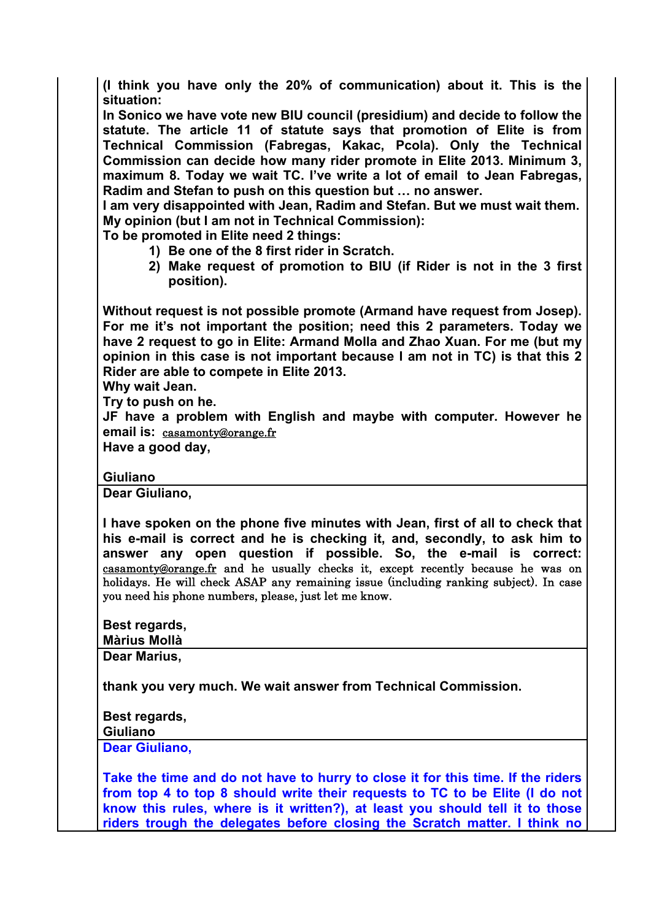**(I think you have only the 20% of communication) about it. This is the situation:**

**In Sonico we have vote new BIU council (presidium) and decide to follow the statute. The article 11 of statute says that promotion of Elite is from Technical Commission (Fabregas, Kakac, Pcola). Only the Technical Commission can decide how many rider promote in Elite 2013. Minimum 3, maximum 8. Today we wait TC. I've write a lot of email to Jean Fabregas, Radim and Stefan to push on this question but … no answer.**

**I am very disappointed with Jean, Radim and Stefan. But we must wait them.**

**My opinion (but I am not in Technical Commission):**

**To be promoted in Elite need 2 things:**

1) **Be one of the 8 first rider in Scratch.**
2) **Make request of promotion to BIU (if Rider is not in the 3 first position).**

**Without request is not possible promote (Armand have request from Josep). For me it's not important the position; need this 2 parameters. Today we have 2 request to go in Elite: Armand Molla and Zhao Xuan. For me (but my opinion in this case is not important because I am not in TC) is that this 2 Rider are able to compete in Elite 2013.**

**Why wait Jean.**

**Try to push on he.**

**JF have a problem with English and maybe with computer. However he email is:** casamonty@orange.fr

**Have a good day,**

**Giuliano**

---

**Dear Giuliano,**

**I have spoken on the phone five minutes with Jean, first of all to check that his e-mail is correct and he is checking it, and, secondly, to ask him to answer any open question if possible. So, the e-mail is correct:** casamonty@orange.fr and he usually checks it, except recently because he was on holidays. He will check ASAP any remaining issue (including ranking subject). In case you need his phone numbers, please, just let me know.

**Best regards,**
**Màrius Mollà**

---

**Dear Marius,**

**thank you very much. We wait answer from Technical Commission.**

**Best regards,**
**Giuliano**

---

**Dear Giuliano,**

**Take the time and do not have to hurry to close it for this time. If the riders from top 4 to top 8 should write their requests to TC to be Elite (I do not know this rules, where is it written?), at least you should tell it to those riders trough the delegates before closing the Scratch matter. I think no**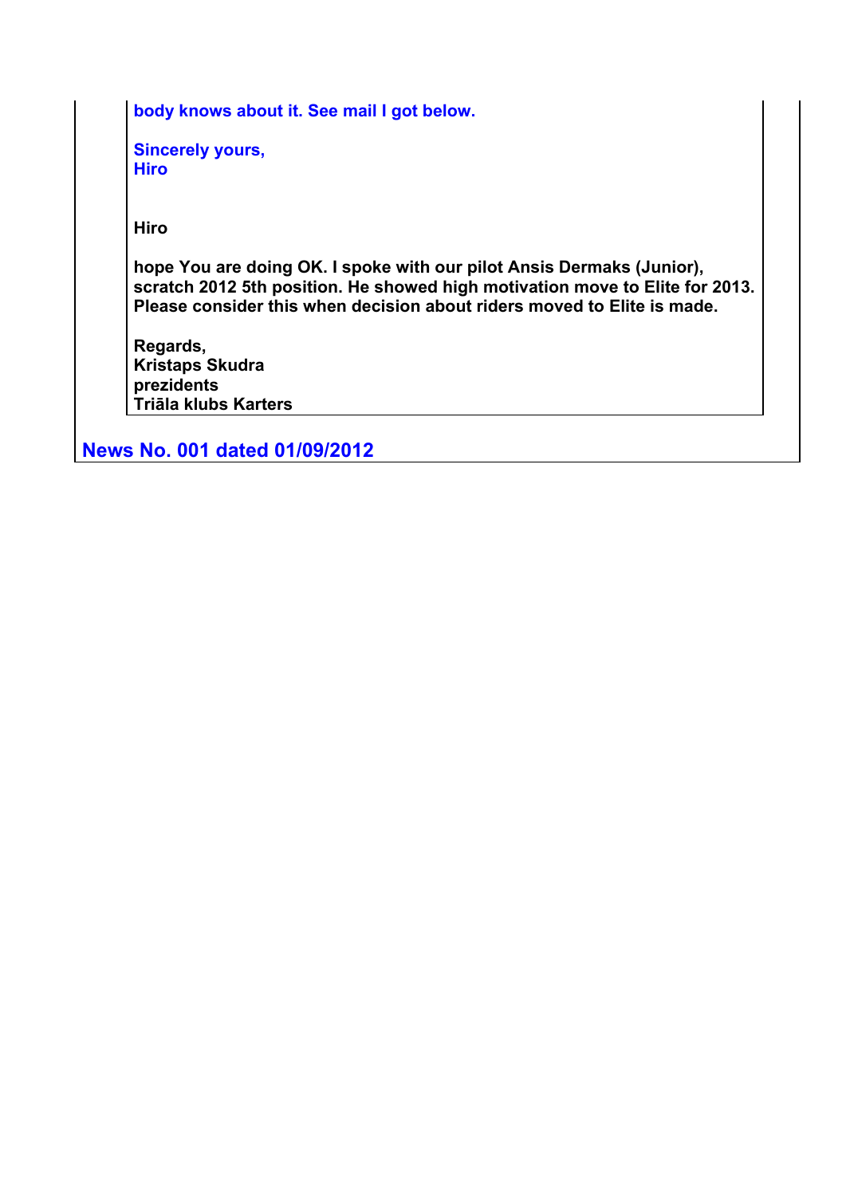**body knows about it. See mail I got below.**

**Sincerely yours,**
**Hiro**

**Hiro**

**hope You are doing OK. I spoke with our pilot Ansis Dermaks (Junior), scratch 2012 5th position. He showed high motivation move to Elite for 2013. Please consider this when decision about riders moved to Elite is made.**

**Regards,**
**Kristaps Skudra**
**prezidents**
**Triāla klubs Karters**

## News No. 001 dated 01/09/2012